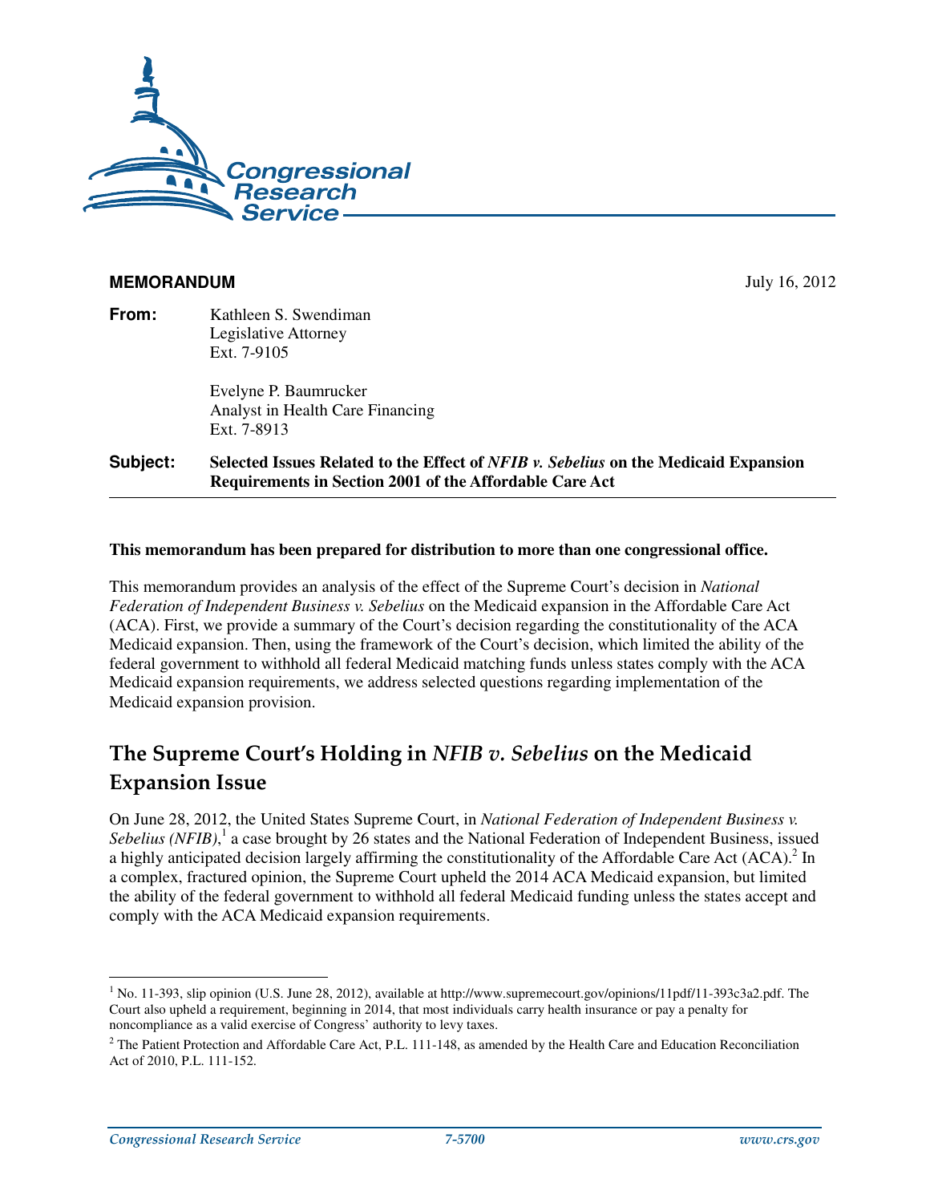**MEMORANDUM** July 16, 2012

**From:** Kathleen S. Swendiman
Legislative Attorney
Ext. 7-9105

Evelyne P. Baumrucker
Analyst in Health Care Financing
Ext. 7-8913

**Subject:** **Selected Issues Related to the Effect of *NFIB v. Sebelius* on the Medicaid Expansion Requirements in Section 2001 of the Affordable Care Act**

---

**This memorandum has been prepared for distribution to more than one congressional office.**

This memorandum provides an analysis of the effect of the Supreme Court's decision in *National Federation of Independent Business v. Sebelius* on the Medicaid expansion in the Affordable Care Act (ACA). First, we provide a summary of the Court's decision regarding the constitutionality of the ACA Medicaid expansion. Then, using the framework of the Court's decision, which limited the ability of the federal government to withhold all federal Medicaid matching funds unless states comply with the ACA Medicaid expansion requirements, we address selected questions regarding implementation of the Medicaid expansion provision.

## The Supreme Court's Holding in *NFIB v. Sebelius* on the Medicaid Expansion Issue

On June 28, 2012, the United States Supreme Court, in *National Federation of Independent Business v. Sebelius (NFIB)*,[1] a case brought by 26 states and the National Federation of Independent Business, issued a highly anticipated decision largely affirming the constitutionality of the Affordable Care Act (ACA).[2] In a complex, fractured opinion, the Supreme Court upheld the 2014 ACA Medicaid expansion, but limited the ability of the federal government to withhold all federal Medicaid funding unless the states accept and comply with the ACA Medicaid expansion requirements.

---

[1] No. 11-393, slip opinion (U.S. June 28, 2012), available at http://www.supremecourt.gov/opinions/11pdf/11-393c3a2.pdf. The Court also upheld a requirement, beginning in 2014, that most individuals carry health insurance or pay a penalty for noncompliance as a valid exercise of Congress' authority to levy taxes.

[2] The Patient Protection and Affordable Care Act, P.L. 111-148, as amended by the Health Care and Education Reconciliation Act of 2010, P.L. 111-152.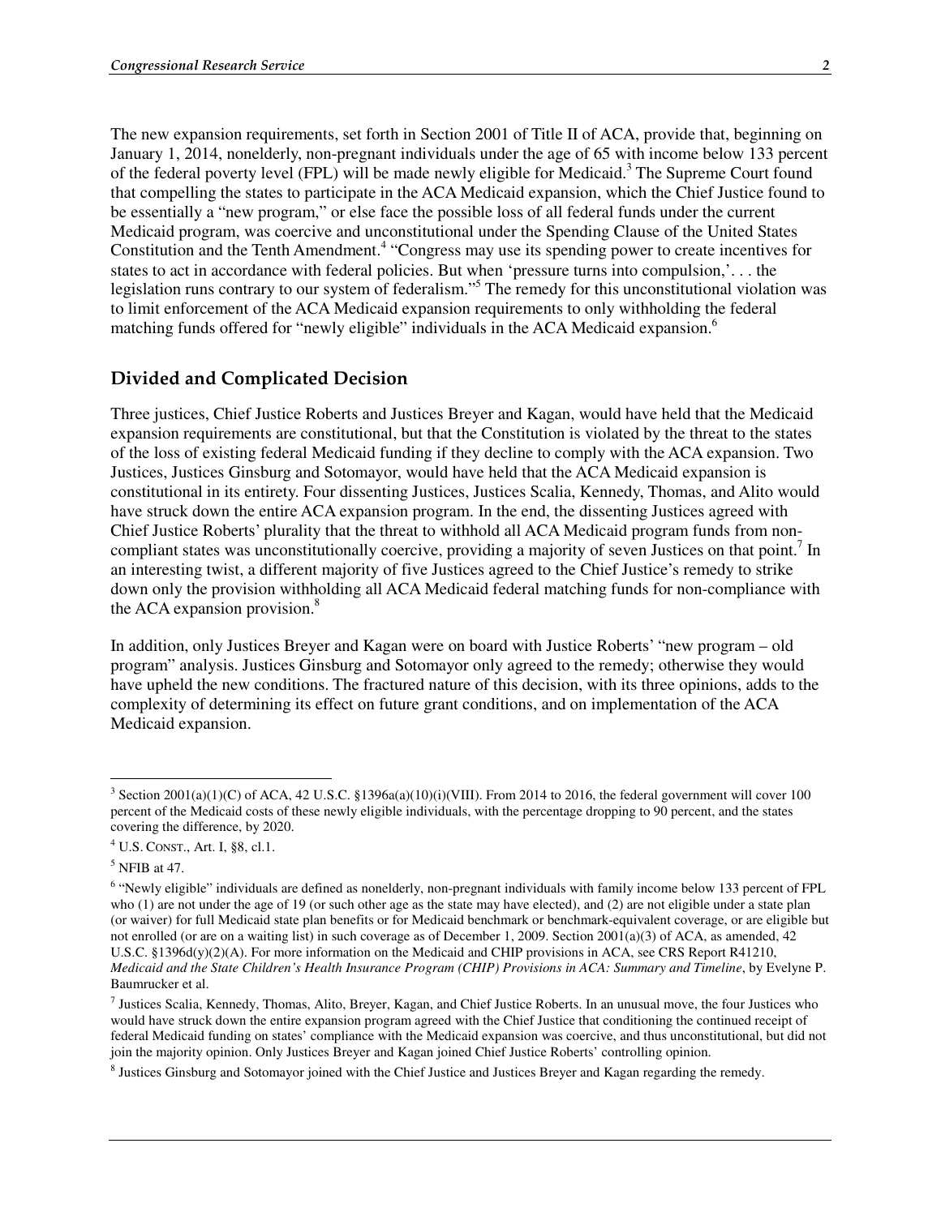The new expansion requirements, set forth in Section 2001 of Title II of ACA, provide that, beginning on January 1, 2014, nonelderly, non-pregnant individuals under the age of 65 with income below 133 percent of the federal poverty level (FPL) will be made newly eligible for Medicaid.[3] The Supreme Court found that compelling the states to participate in the ACA Medicaid expansion, which the Chief Justice found to be essentially a "new program," or else face the possible loss of all federal funds under the current Medicaid program, was coercive and unconstitutional under the Spending Clause of the United States Constitution and the Tenth Amendment.[4] "Congress may use its spending power to create incentives for states to act in accordance with federal policies. But when 'pressure turns into compulsion,'. . . the legislation runs contrary to our system of federalism."[5] The remedy for this unconstitutional violation was to limit enforcement of the ACA Medicaid expansion requirements to only withholding the federal matching funds offered for "newly eligible" individuals in the ACA Medicaid expansion.[6]

## Divided and Complicated Decision

Three justices, Chief Justice Roberts and Justices Breyer and Kagan, would have held that the Medicaid expansion requirements are constitutional, but that the Constitution is violated by the threat to the states of the loss of existing federal Medicaid funding if they decline to comply with the ACA expansion. Two Justices, Justices Ginsburg and Sotomayor, would have held that the ACA Medicaid expansion is constitutional in its entirety. Four dissenting Justices, Justices Scalia, Kennedy, Thomas, and Alito would have struck down the entire ACA expansion program. In the end, the dissenting Justices agreed with Chief Justice Roberts' plurality that the threat to withhold all ACA Medicaid program funds from non-compliant states was unconstitutionally coercive, providing a majority of seven Justices on that point.[7] In an interesting twist, a different majority of five Justices agreed to the Chief Justice's remedy to strike down only the provision withholding all ACA Medicaid federal matching funds for non-compliance with the ACA expansion provision.[8]

In addition, only Justices Breyer and Kagan were on board with Justice Roberts' "new program – old program" analysis. Justices Ginsburg and Sotomayor only agreed to the remedy; otherwise they would have upheld the new conditions. The fractured nature of this decision, with its three opinions, adds to the complexity of determining its effect on future grant conditions, and on implementation of the ACA Medicaid expansion.

---

[3] Section 2001(a)(1)(C) of ACA, 42 U.S.C. §1396a(a)(10)(i)(VIII). From 2014 to 2016, the federal government will cover 100 percent of the Medicaid costs of these newly eligible individuals, with the percentage dropping to 90 percent, and the states covering the difference, by 2020.

[4] U.S. CONST., Art. I, §8, cl.1.

[5] NFIB at 47.

[6] "Newly eligible" individuals are defined as nonelderly, non-pregnant individuals with family income below 133 percent of FPL who (1) are not under the age of 19 (or such other age as the state may have elected), and (2) are not eligible under a state plan (or waiver) for full Medicaid state plan benefits or for Medicaid benchmark or benchmark-equivalent coverage, or are eligible but not enrolled (or are on a waiting list) in such coverage as of December 1, 2009. Section 2001(a)(3) of ACA, as amended, 42 U.S.C. §1396d(y)(2)(A). For more information on the Medicaid and CHIP provisions in ACA, see CRS Report R41210, *Medicaid and the State Children's Health Insurance Program (CHIP) Provisions in ACA: Summary and Timeline*, by Evelyne P. Baumrucker et al.

[7] Justices Scalia, Kennedy, Thomas, Alito, Breyer, Kagan, and Chief Justice Roberts. In an unusual move, the four Justices who would have struck down the entire expansion program agreed with the Chief Justice that conditioning the continued receipt of federal Medicaid funding on states' compliance with the Medicaid expansion was coercive, and thus unconstitutional, but did not join the majority opinion. Only Justices Breyer and Kagan joined Chief Justice Roberts' controlling opinion.

[8] Justices Ginsburg and Sotomayor joined with the Chief Justice and Justices Breyer and Kagan regarding the remedy.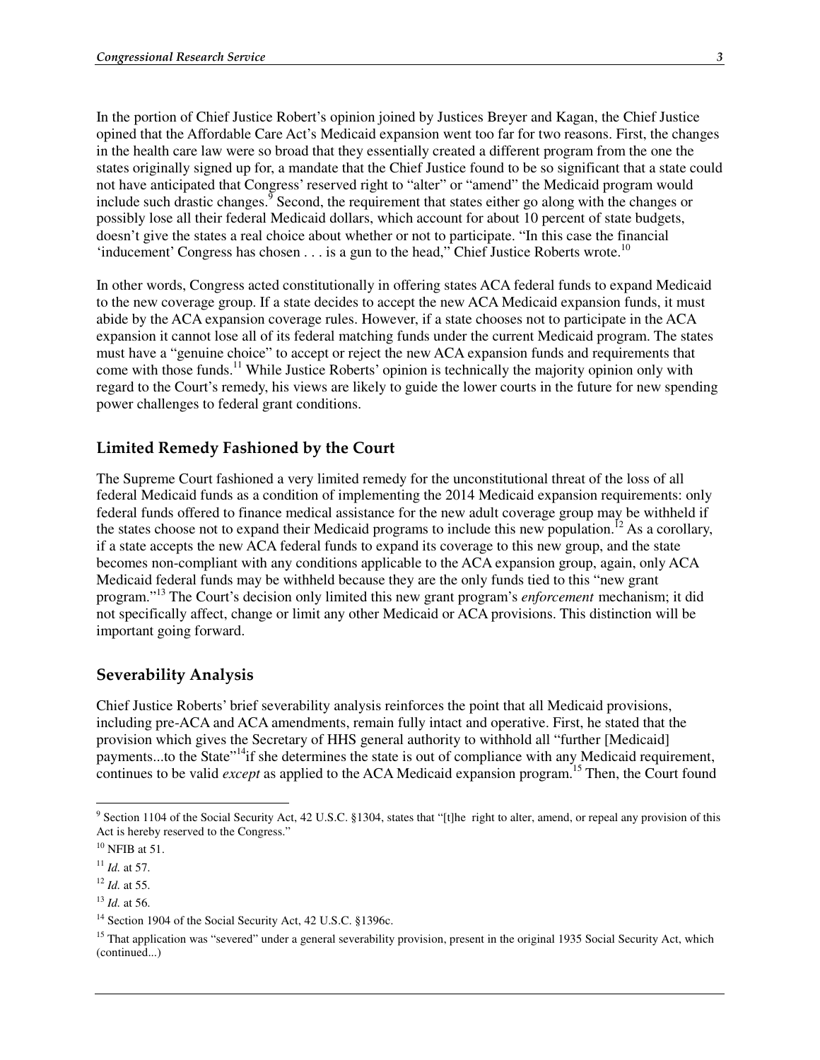In the portion of Chief Justice Robert's opinion joined by Justices Breyer and Kagan, the Chief Justice opined that the Affordable Care Act's Medicaid expansion went too far for two reasons. First, the changes in the health care law were so broad that they essentially created a different program from the one the states originally signed up for, a mandate that the Chief Justice found to be so significant that a state could not have anticipated that Congress' reserved right to "alter" or "amend" the Medicaid program would include such drastic changes.[9] Second, the requirement that states either go along with the changes or possibly lose all their federal Medicaid dollars, which account for about 10 percent of state budgets, doesn't give the states a real choice about whether or not to participate. "In this case the financial 'inducement' Congress has chosen . . . is a gun to the head," Chief Justice Roberts wrote.[10]

In other words, Congress acted constitutionally in offering states ACA federal funds to expand Medicaid to the new coverage group. If a state decides to accept the new ACA Medicaid expansion funds, it must abide by the ACA expansion coverage rules. However, if a state chooses not to participate in the ACA expansion it cannot lose all of its federal matching funds under the current Medicaid program. The states must have a "genuine choice" to accept or reject the new ACA expansion funds and requirements that come with those funds.[11] While Justice Roberts' opinion is technically the majority opinion only with regard to the Court's remedy, his views are likely to guide the lower courts in the future for new spending power challenges to federal grant conditions.

## Limited Remedy Fashioned by the Court

The Supreme Court fashioned a very limited remedy for the unconstitutional threat of the loss of all federal Medicaid funds as a condition of implementing the 2014 Medicaid expansion requirements: only federal funds offered to finance medical assistance for the new adult coverage group may be withheld if the states choose not to expand their Medicaid programs to include this new population.[12] As a corollary, if a state accepts the new ACA federal funds to expand its coverage to this new group, and the state becomes non-compliant with any conditions applicable to the ACA expansion group, again, only ACA Medicaid federal funds may be withheld because they are the only funds tied to this "new grant program."[13] The Court's decision only limited this new grant program's *enforcement* mechanism; it did not specifically affect, change or limit any other Medicaid or ACA provisions. This distinction will be important going forward.

## Severability Analysis

Chief Justice Roberts' brief severability analysis reinforces the point that all Medicaid provisions, including pre-ACA and ACA amendments, remain fully intact and operative. First, he stated that the provision which gives the Secretary of HHS general authority to withhold all "further [Medicaid] payments...to the State"[14]if she determines the state is out of compliance with any Medicaid requirement, continues to be valid *except* as applied to the ACA Medicaid expansion program.[15] Then, the Court found

---

[9] Section 1104 of the Social Security Act, 42 U.S.C. §1304, states that "[t]he right to alter, amend, or repeal any provision of this Act is hereby reserved to the Congress."

[10] NFIB at 51.

[11] *Id.* at 57.

[12] *Id.* at 55.

[13] *Id.* at 56.

[14] Section 1904 of the Social Security Act, 42 U.S.C. §1396c.

[15] That application was "severed" under a general severability provision, present in the original 1935 Social Security Act, which (continued...)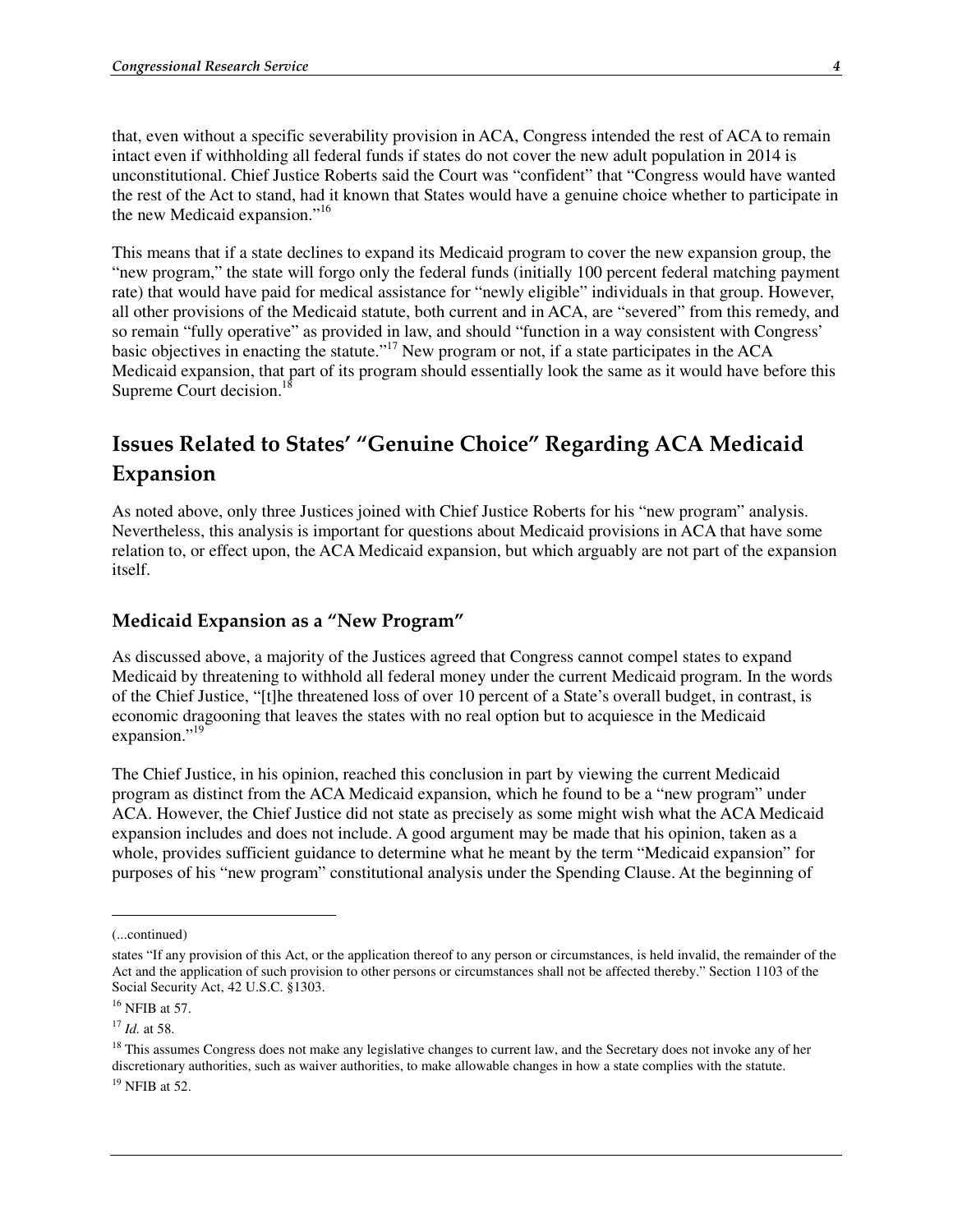that, even without a specific severability provision in ACA, Congress intended the rest of ACA to remain intact even if withholding all federal funds if states do not cover the new adult population in 2014 is unconstitutional. Chief Justice Roberts said the Court was "confident" that "Congress would have wanted the rest of the Act to stand, had it known that States would have a genuine choice whether to participate in the new Medicaid expansion."[16]

This means that if a state declines to expand its Medicaid program to cover the new expansion group, the "new program," the state will forgo only the federal funds (initially 100 percent federal matching payment rate) that would have paid for medical assistance for "newly eligible" individuals in that group. However, all other provisions of the Medicaid statute, both current and in ACA, are "severed" from this remedy, and so remain "fully operative" as provided in law, and should "function in a way consistent with Congress' basic objectives in enacting the statute."[17] New program or not, if a state participates in the ACA Medicaid expansion, that part of its program should essentially look the same as it would have before this Supreme Court decision.[18]

## Issues Related to States' "Genuine Choice" Regarding ACA Medicaid Expansion

As noted above, only three Justices joined with Chief Justice Roberts for his "new program" analysis. Nevertheless, this analysis is important for questions about Medicaid provisions in ACA that have some relation to, or effect upon, the ACA Medicaid expansion, but which arguably are not part of the expansion itself.

### Medicaid Expansion as a "New Program"

As discussed above, a majority of the Justices agreed that Congress cannot compel states to expand Medicaid by threatening to withhold all federal money under the current Medicaid program. In the words of the Chief Justice, "[t]he threatened loss of over 10 percent of a State's overall budget, in contrast, is economic dragooning that leaves the states with no real option but to acquiesce in the Medicaid expansion."[19]

The Chief Justice, in his opinion, reached this conclusion in part by viewing the current Medicaid program as distinct from the ACA Medicaid expansion, which he found to be a "new program" under ACA. However, the Chief Justice did not state as precisely as some might wish what the ACA Medicaid expansion includes and does not include. A good argument may be made that his opinion, taken as a whole, provides sufficient guidance to determine what he meant by the term "Medicaid expansion" for purposes of his "new program" constitutional analysis under the Spending Clause. At the beginning of

---

(...continued)

states "If any provision of this Act, or the application thereof to any person or circumstances, is held invalid, the remainder of the Act and the application of such provision to other persons or circumstances shall not be affected thereby." Section 1103 of the Social Security Act, 42 U.S.C. §1303.

[16] NFIB at 57.

[17] *Id.* at 58.

[18] This assumes Congress does not make any legislative changes to current law, and the Secretary does not invoke any of her discretionary authorities, such as waiver authorities, to make allowable changes in how a state complies with the statute.

[19] NFIB at 52.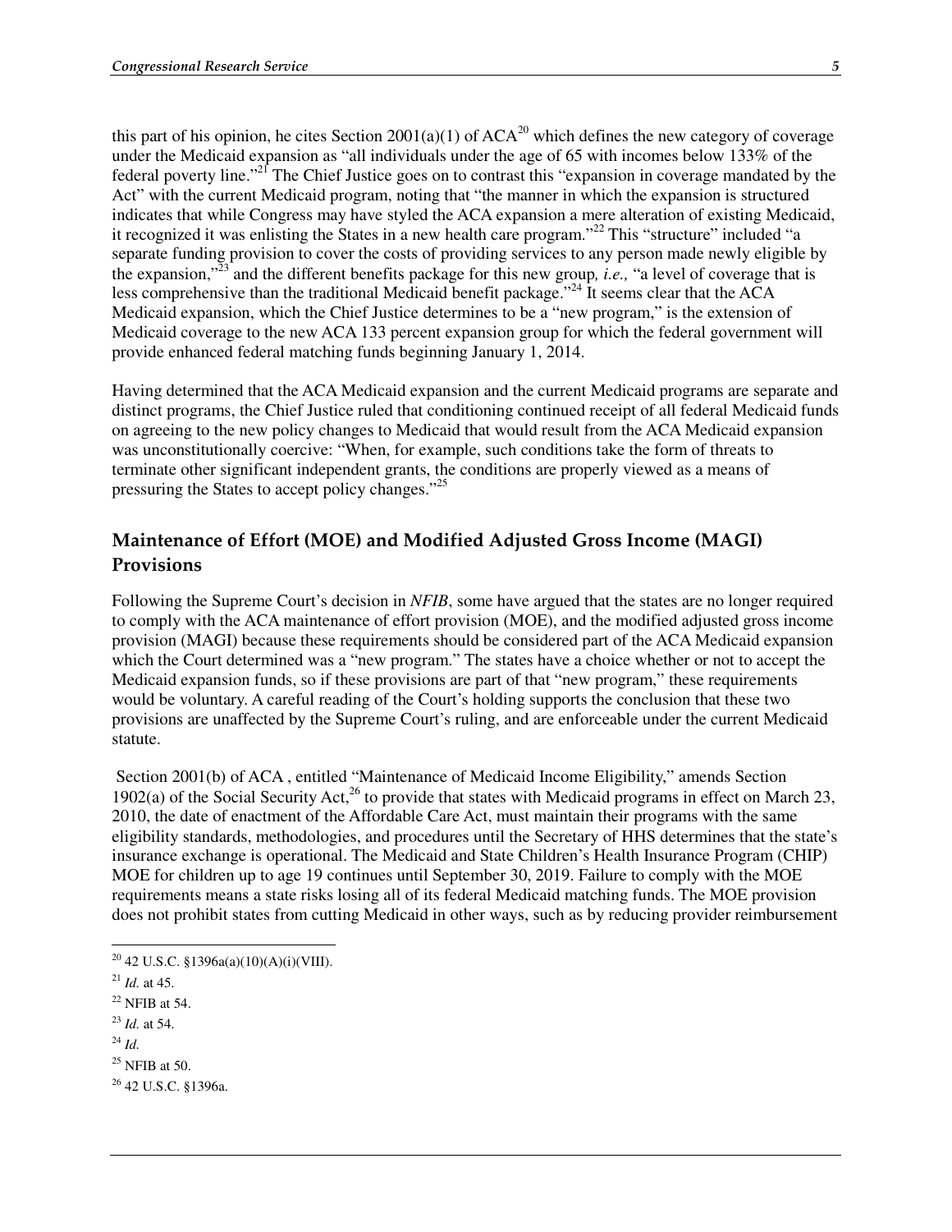this part of his opinion, he cites Section 2001(a)(1) of ACA[20] which defines the new category of coverage under the Medicaid expansion as "all individuals under the age of 65 with incomes below 133% of the federal poverty line."[21] The Chief Justice goes on to contrast this "expansion in coverage mandated by the Act" with the current Medicaid program, noting that "the manner in which the expansion is structured indicates that while Congress may have styled the ACA expansion a mere alteration of existing Medicaid, it recognized it was enlisting the States in a new health care program."[22] This "structure" included "a separate funding provision to cover the costs of providing services to any person made newly eligible by the expansion,"[23] and the different benefits package for this new group, *i.e.,* "a level of coverage that is less comprehensive than the traditional Medicaid benefit package."[24] It seems clear that the ACA Medicaid expansion, which the Chief Justice determines to be a "new program," is the extension of Medicaid coverage to the new ACA 133 percent expansion group for which the federal government will provide enhanced federal matching funds beginning January 1, 2014.

Having determined that the ACA Medicaid expansion and the current Medicaid programs are separate and distinct programs, the Chief Justice ruled that conditioning continued receipt of all federal Medicaid funds on agreeing to the new policy changes to Medicaid that would result from the ACA Medicaid expansion was unconstitutionally coercive: "When, for example, such conditions take the form of threats to terminate other significant independent grants, the conditions are properly viewed as a means of pressuring the States to accept policy changes."[25]

## Maintenance of Effort (MOE) and Modified Adjusted Gross Income (MAGI) Provisions

Following the Supreme Court's decision in *NFIB*, some have argued that the states are no longer required to comply with the ACA maintenance of effort provision (MOE), and the modified adjusted gross income provision (MAGI) because these requirements should be considered part of the ACA Medicaid expansion which the Court determined was a "new program." The states have a choice whether or not to accept the Medicaid expansion funds, so if these provisions are part of that "new program," these requirements would be voluntary. A careful reading of the Court's holding supports the conclusion that these two provisions are unaffected by the Supreme Court's ruling, and are enforceable under the current Medicaid statute.

Section 2001(b) of ACA , entitled "Maintenance of Medicaid Income Eligibility," amends Section 1902(a) of the Social Security Act,[26] to provide that states with Medicaid programs in effect on March 23, 2010, the date of enactment of the Affordable Care Act, must maintain their programs with the same eligibility standards, methodologies, and procedures until the Secretary of HHS determines that the state's insurance exchange is operational. The Medicaid and State Children's Health Insurance Program (CHIP) MOE for children up to age 19 continues until September 30, 2019. Failure to comply with the MOE requirements means a state risks losing all of its federal Medicaid matching funds. The MOE provision does not prohibit states from cutting Medicaid in other ways, such as by reducing provider reimbursement

---

[20] 42 U.S.C. §1396a(a)(10)(A)(i)(VIII).

[21] *Id.* at 45.

[22] NFIB at 54.

[23] *Id.* at 54.

[24] *Id.*

[25] NFIB at 50.

[26] 42 U.S.C. §1396a.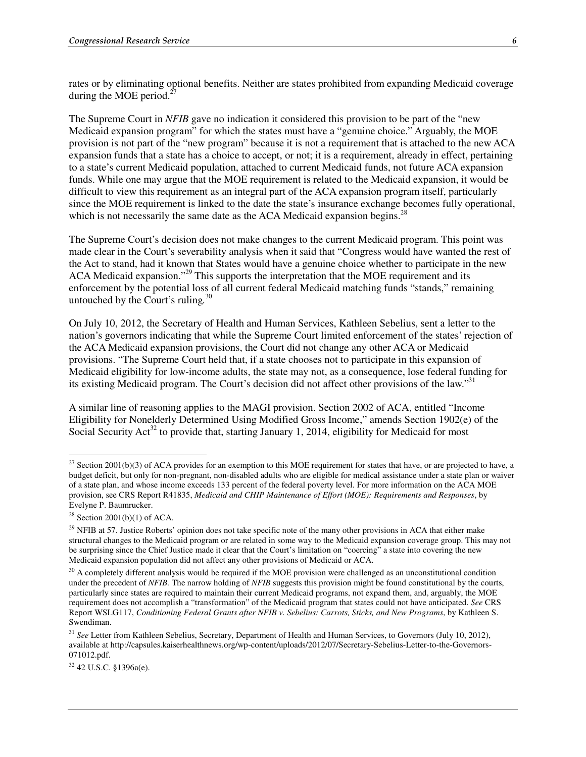rates or by eliminating optional benefits. Neither are states prohibited from expanding Medicaid coverage during the MOE period.[27]

The Supreme Court in *NFIB* gave no indication it considered this provision to be part of the "new Medicaid expansion program" for which the states must have a "genuine choice." Arguably, the MOE provision is not part of the "new program" because it is not a requirement that is attached to the new ACA expansion funds that a state has a choice to accept, or not; it is a requirement, already in effect, pertaining to a state's current Medicaid population, attached to current Medicaid funds, not future ACA expansion funds. While one may argue that the MOE requirement is related to the Medicaid expansion, it would be difficult to view this requirement as an integral part of the ACA expansion program itself, particularly since the MOE requirement is linked to the date the state's insurance exchange becomes fully operational, which is not necessarily the same date as the ACA Medicaid expansion begins.[28]

The Supreme Court's decision does not make changes to the current Medicaid program. This point was made clear in the Court's severability analysis when it said that "Congress would have wanted the rest of the Act to stand, had it known that States would have a genuine choice whether to participate in the new ACA Medicaid expansion."[29] This supports the interpretation that the MOE requirement and its enforcement by the potential loss of all current federal Medicaid matching funds "stands," remaining untouched by the Court's ruling.[30]

On July 10, 2012, the Secretary of Health and Human Services, Kathleen Sebelius, sent a letter to the nation's governors indicating that while the Supreme Court limited enforcement of the states' rejection of the ACA Medicaid expansion provisions, the Court did not change any other ACA or Medicaid provisions. "The Supreme Court held that, if a state chooses not to participate in this expansion of Medicaid eligibility for low-income adults, the state may not, as a consequence, lose federal funding for its existing Medicaid program. The Court's decision did not affect other provisions of the law."[31]

A similar line of reasoning applies to the MAGI provision. Section 2002 of ACA, entitled "Income Eligibility for Nonelderly Determined Using Modified Gross Income," amends Section 1902(e) of the Social Security Act[32] to provide that, starting January 1, 2014, eligibility for Medicaid for most

---

[27] Section 2001(b)(3) of ACA provides for an exemption to this MOE requirement for states that have, or are projected to have, a budget deficit, but only for non-pregnant, non-disabled adults who are eligible for medical assistance under a state plan or waiver of a state plan, and whose income exceeds 133 percent of the federal poverty level. For more information on the ACA MOE provision, see CRS Report R41835, *Medicaid and CHIP Maintenance of Effort (MOE): Requirements and Responses*, by Evelyne P. Baumrucker.

[28] Section 2001(b)(1) of ACA.

[29] NFIB at 57. Justice Roberts' opinion does not take specific note of the many other provisions in ACA that either make structural changes to the Medicaid program or are related in some way to the Medicaid expansion coverage group. This may not be surprising since the Chief Justice made it clear that the Court's limitation on "coercing" a state into covering the new Medicaid expansion population did not affect any other provisions of Medicaid or ACA.

[30] A completely different analysis would be required if the MOE provision were challenged as an unconstitutional condition under the precedent of *NFIB*. The narrow holding of *NFIB* suggests this provision might be found constitutional by the courts, particularly since states are required to maintain their current Medicaid programs, not expand them, and, arguably, the MOE requirement does not accomplish a "transformation" of the Medicaid program that states could not have anticipated. *See* CRS Report WSLG117, *Conditioning Federal Grants after NFIB v. Sebelius: Carrots, Sticks, and New Programs*, by Kathleen S. Swendiman.

[31] *See* Letter from Kathleen Sebelius, Secretary, Department of Health and Human Services, to Governors (July 10, 2012), available at http://capsules.kaiserhealthnews.org/wp-content/uploads/2012/07/Secretary-Sebelius-Letter-to-the-Governors-071012.pdf.

[32] 42 U.S.C. §1396a(e).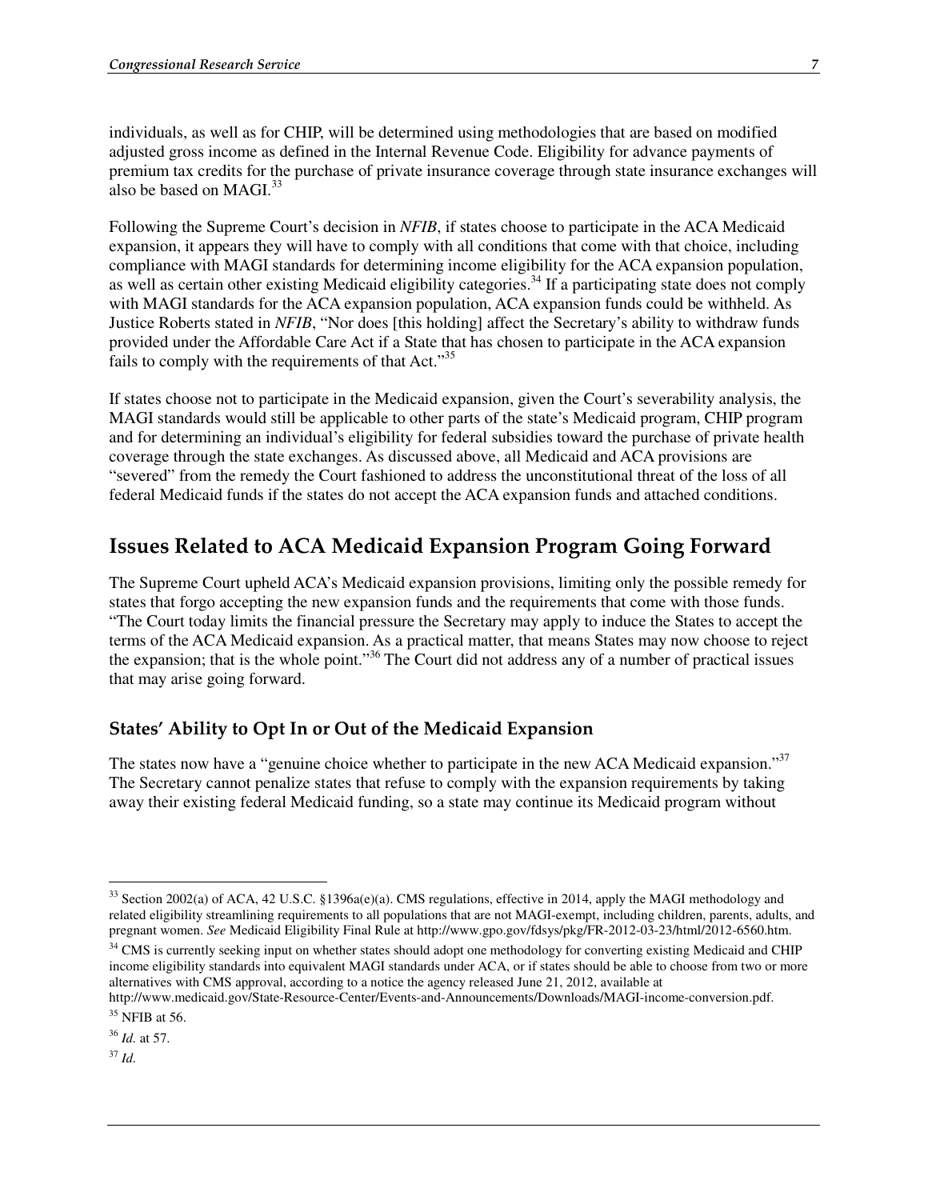individuals, as well as for CHIP, will be determined using methodologies that are based on modified adjusted gross income as defined in the Internal Revenue Code. Eligibility for advance payments of premium tax credits for the purchase of private insurance coverage through state insurance exchanges will also be based on MAGI.[33]

Following the Supreme Court's decision in *NFIB*, if states choose to participate in the ACA Medicaid expansion, it appears they will have to comply with all conditions that come with that choice, including compliance with MAGI standards for determining income eligibility for the ACA expansion population, as well as certain other existing Medicaid eligibility categories.[34] If a participating state does not comply with MAGI standards for the ACA expansion population, ACA expansion funds could be withheld. As Justice Roberts stated in *NFIB*, "Nor does [this holding] affect the Secretary's ability to withdraw funds provided under the Affordable Care Act if a State that has chosen to participate in the ACA expansion fails to comply with the requirements of that Act."[35]

If states choose not to participate in the Medicaid expansion, given the Court's severability analysis, the MAGI standards would still be applicable to other parts of the state's Medicaid program, CHIP program and for determining an individual's eligibility for federal subsidies toward the purchase of private health coverage through the state exchanges. As discussed above, all Medicaid and ACA provisions are "severed" from the remedy the Court fashioned to address the unconstitutional threat of the loss of all federal Medicaid funds if the states do not accept the ACA expansion funds and attached conditions.

## Issues Related to ACA Medicaid Expansion Program Going Forward

The Supreme Court upheld ACA's Medicaid expansion provisions, limiting only the possible remedy for states that forgo accepting the new expansion funds and the requirements that come with those funds. "The Court today limits the financial pressure the Secretary may apply to induce the States to accept the terms of the ACA Medicaid expansion. As a practical matter, that means States may now choose to reject the expansion; that is the whole point."[36] The Court did not address any of a number of practical issues that may arise going forward.

### States' Ability to Opt In or Out of the Medicaid Expansion

The states now have a "genuine choice whether to participate in the new ACA Medicaid expansion."[37] The Secretary cannot penalize states that refuse to comply with the expansion requirements by taking away their existing federal Medicaid funding, so a state may continue its Medicaid program without

---

[33] Section 2002(a) of ACA, 42 U.S.C. §1396a(e)(a). CMS regulations, effective in 2014, apply the MAGI methodology and related eligibility streamlining requirements to all populations that are not MAGI-exempt, including children, parents, adults, and pregnant women. *See* Medicaid Eligibility Final Rule at http://www.gpo.gov/fdsys/pkg/FR-2012-03-23/html/2012-6560.htm.

[34] CMS is currently seeking input on whether states should adopt one methodology for converting existing Medicaid and CHIP income eligibility standards into equivalent MAGI standards under ACA, or if states should be able to choose from two or more alternatives with CMS approval, according to a notice the agency released June 21, 2012, available at http://www.medicaid.gov/State-Resource-Center/Events-and-Announcements/Downloads/MAGI-income-conversion.pdf.

[35] NFIB at 56.

[36] *Id.* at 57.

[37] *Id.*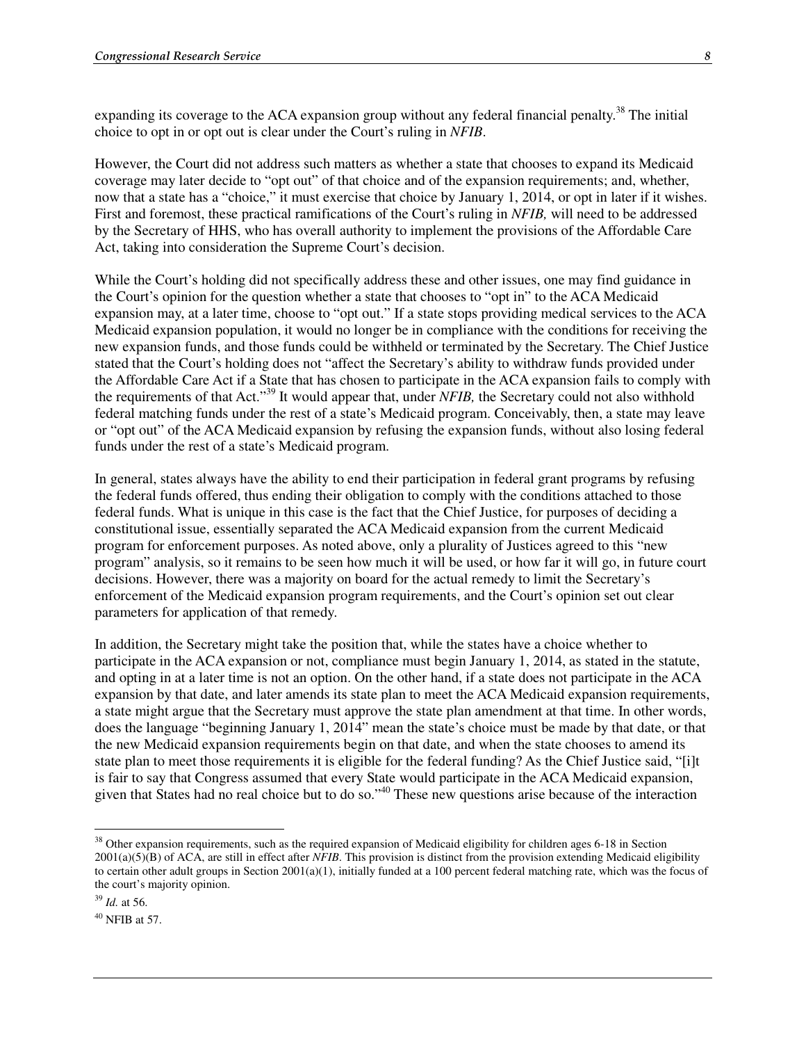expanding its coverage to the ACA expansion group without any federal financial penalty.[38] The initial choice to opt in or opt out is clear under the Court's ruling in *NFIB*.

However, the Court did not address such matters as whether a state that chooses to expand its Medicaid coverage may later decide to "opt out" of that choice and of the expansion requirements; and, whether, now that a state has a "choice," it must exercise that choice by January 1, 2014, or opt in later if it wishes. First and foremost, these practical ramifications of the Court's ruling in *NFIB,* will need to be addressed by the Secretary of HHS, who has overall authority to implement the provisions of the Affordable Care Act, taking into consideration the Supreme Court's decision.

While the Court's holding did not specifically address these and other issues, one may find guidance in the Court's opinion for the question whether a state that chooses to "opt in" to the ACA Medicaid expansion may, at a later time, choose to "opt out." If a state stops providing medical services to the ACA Medicaid expansion population, it would no longer be in compliance with the conditions for receiving the new expansion funds, and those funds could be withheld or terminated by the Secretary. The Chief Justice stated that the Court's holding does not "affect the Secretary's ability to withdraw funds provided under the Affordable Care Act if a State that has chosen to participate in the ACA expansion fails to comply with the requirements of that Act."[39] It would appear that, under *NFIB,* the Secretary could not also withhold federal matching funds under the rest of a state's Medicaid program. Conceivably, then, a state may leave or "opt out" of the ACA Medicaid expansion by refusing the expansion funds, without also losing federal funds under the rest of a state's Medicaid program.

In general, states always have the ability to end their participation in federal grant programs by refusing the federal funds offered, thus ending their obligation to comply with the conditions attached to those federal funds. What is unique in this case is the fact that the Chief Justice, for purposes of deciding a constitutional issue, essentially separated the ACA Medicaid expansion from the current Medicaid program for enforcement purposes. As noted above, only a plurality of Justices agreed to this "new program" analysis, so it remains to be seen how much it will be used, or how far it will go, in future court decisions. However, there was a majority on board for the actual remedy to limit the Secretary's enforcement of the Medicaid expansion program requirements, and the Court's opinion set out clear parameters for application of that remedy.

In addition, the Secretary might take the position that, while the states have a choice whether to participate in the ACA expansion or not, compliance must begin January 1, 2014, as stated in the statute, and opting in at a later time is not an option. On the other hand, if a state does not participate in the ACA expansion by that date, and later amends its state plan to meet the ACA Medicaid expansion requirements, a state might argue that the Secretary must approve the state plan amendment at that time. In other words, does the language "beginning January 1, 2014" mean the state's choice must be made by that date, or that the new Medicaid expansion requirements begin on that date, and when the state chooses to amend its state plan to meet those requirements it is eligible for the federal funding? As the Chief Justice said, "[i]t is fair to say that Congress assumed that every State would participate in the ACA Medicaid expansion, given that States had no real choice but to do so."[40] These new questions arise because of the interaction

---

[38] Other expansion requirements, such as the required expansion of Medicaid eligibility for children ages 6-18 in Section 2001(a)(5)(B) of ACA, are still in effect after *NFIB*. This provision is distinct from the provision extending Medicaid eligibility to certain other adult groups in Section 2001(a)(1), initially funded at a 100 percent federal matching rate, which was the focus of the court's majority opinion.

[39] *Id.* at 56.

[40] NFIB at 57.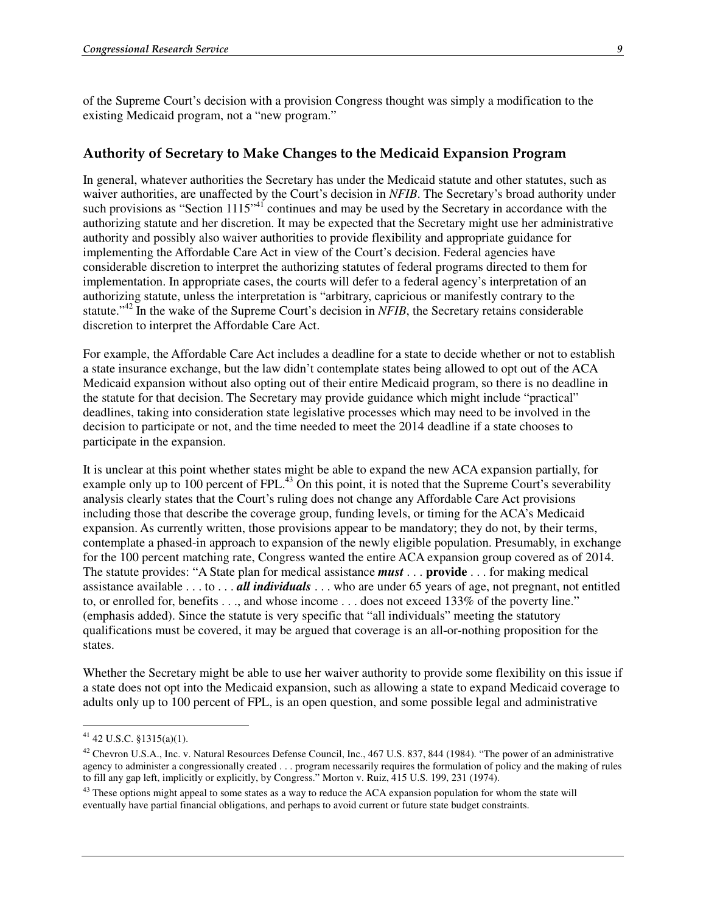of the Supreme Court's decision with a provision Congress thought was simply a modification to the existing Medicaid program, not a "new program."

## Authority of Secretary to Make Changes to the Medicaid Expansion Program

In general, whatever authorities the Secretary has under the Medicaid statute and other statutes, such as waiver authorities, are unaffected by the Court's decision in *NFIB*. The Secretary's broad authority under such provisions as "Section 1115"[41] continues and may be used by the Secretary in accordance with the authorizing statute and her discretion. It may be expected that the Secretary might use her administrative authority and possibly also waiver authorities to provide flexibility and appropriate guidance for implementing the Affordable Care Act in view of the Court's decision. Federal agencies have considerable discretion to interpret the authorizing statutes of federal programs directed to them for implementation. In appropriate cases, the courts will defer to a federal agency's interpretation of an authorizing statute, unless the interpretation is "arbitrary, capricious or manifestly contrary to the statute."[42] In the wake of the Supreme Court's decision in *NFIB*, the Secretary retains considerable discretion to interpret the Affordable Care Act.

For example, the Affordable Care Act includes a deadline for a state to decide whether or not to establish a state insurance exchange, but the law didn't contemplate states being allowed to opt out of the ACA Medicaid expansion without also opting out of their entire Medicaid program, so there is no deadline in the statute for that decision. The Secretary may provide guidance which might include "practical" deadlines, taking into consideration state legislative processes which may need to be involved in the decision to participate or not, and the time needed to meet the 2014 deadline if a state chooses to participate in the expansion.

It is unclear at this point whether states might be able to expand the new ACA expansion partially, for example only up to 100 percent of FPL.[43] On this point, it is noted that the Supreme Court's severability analysis clearly states that the Court's ruling does not change any Affordable Care Act provisions including those that describe the coverage group, funding levels, or timing for the ACA's Medicaid expansion. As currently written, those provisions appear to be mandatory; they do not, by their terms, contemplate a phased-in approach to expansion of the newly eligible population. Presumably, in exchange for the 100 percent matching rate, Congress wanted the entire ACA expansion group covered as of 2014. The statute provides: "A State plan for medical assistance ***must*** . . . **provide** . . . for making medical assistance available . . . to . . . ***all individuals*** . . . who are under 65 years of age, not pregnant, not entitled to, or enrolled for, benefits . . ., and whose income . . . does not exceed 133% of the poverty line." (emphasis added). Since the statute is very specific that "all individuals" meeting the statutory qualifications must be covered, it may be argued that coverage is an all-or-nothing proposition for the states.

Whether the Secretary might be able to use her waiver authority to provide some flexibility on this issue if a state does not opt into the Medicaid expansion, such as allowing a state to expand Medicaid coverage to adults only up to 100 percent of FPL, is an open question, and some possible legal and administrative

---

[41] 42 U.S.C. §1315(a)(1).

[42] Chevron U.S.A., Inc. v. Natural Resources Defense Council, Inc., 467 U.S. 837, 844 (1984). "The power of an administrative agency to administer a congressionally created . . . program necessarily requires the formulation of policy and the making of rules to fill any gap left, implicitly or explicitly, by Congress." Morton v. Ruiz, 415 U.S. 199, 231 (1974).

[43] These options might appeal to some states as a way to reduce the ACA expansion population for whom the state will eventually have partial financial obligations, and perhaps to avoid current or future state budget constraints.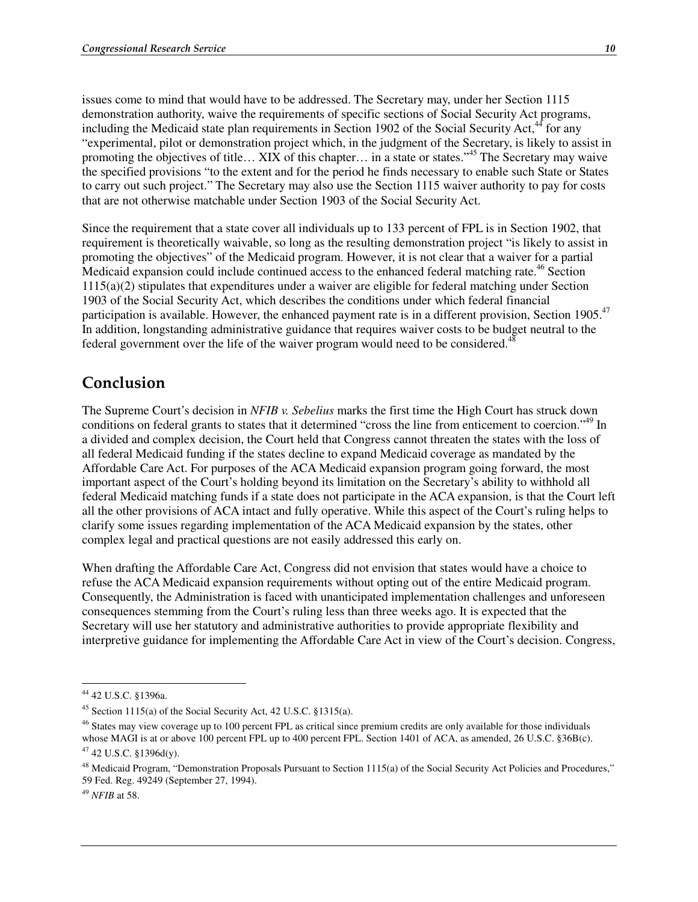issues come to mind that would have to be addressed. The Secretary may, under her Section 1115 demonstration authority, waive the requirements of specific sections of Social Security Act programs, including the Medicaid state plan requirements in Section 1902 of the Social Security Act,[44] for any "experimental, pilot or demonstration project which, in the judgment of the Secretary, is likely to assist in promoting the objectives of title… XIX of this chapter… in a state or states."[45] The Secretary may waive the specified provisions "to the extent and for the period he finds necessary to enable such State or States to carry out such project." The Secretary may also use the Section 1115 waiver authority to pay for costs that are not otherwise matchable under Section 1903 of the Social Security Act.

Since the requirement that a state cover all individuals up to 133 percent of FPL is in Section 1902, that requirement is theoretically waivable, so long as the resulting demonstration project "is likely to assist in promoting the objectives" of the Medicaid program. However, it is not clear that a waiver for a partial Medicaid expansion could include continued access to the enhanced federal matching rate.[46] Section 1115(a)(2) stipulates that expenditures under a waiver are eligible for federal matching under Section 1903 of the Social Security Act, which describes the conditions under which federal financial participation is available. However, the enhanced payment rate is in a different provision, Section 1905.[47] In addition, longstanding administrative guidance that requires waiver costs to be budget neutral to the federal government over the life of the waiver program would need to be considered.[48]

## Conclusion

The Supreme Court's decision in *NFIB v. Sebelius* marks the first time the High Court has struck down conditions on federal grants to states that it determined "cross the line from enticement to coercion."[49] In a divided and complex decision, the Court held that Congress cannot threaten the states with the loss of all federal Medicaid funding if the states decline to expand Medicaid coverage as mandated by the Affordable Care Act. For purposes of the ACA Medicaid expansion program going forward, the most important aspect of the Court's holding beyond its limitation on the Secretary's ability to withhold all federal Medicaid matching funds if a state does not participate in the ACA expansion, is that the Court left all the other provisions of ACA intact and fully operative. While this aspect of the Court's ruling helps to clarify some issues regarding implementation of the ACA Medicaid expansion by the states, other complex legal and practical questions are not easily addressed this early on.

When drafting the Affordable Care Act, Congress did not envision that states would have a choice to refuse the ACA Medicaid expansion requirements without opting out of the entire Medicaid program. Consequently, the Administration is faced with unanticipated implementation challenges and unforeseen consequences stemming from the Court's ruling less than three weeks ago. It is expected that the Secretary will use her statutory and administrative authorities to provide appropriate flexibility and interpretive guidance for implementing the Affordable Care Act in view of the Court's decision. Congress,

---

[44] 42 U.S.C. §1396a.

[45] Section 1115(a) of the Social Security Act, 42 U.S.C. §1315(a).

[46] States may view coverage up to 100 percent FPL as critical since premium credits are only available for those individuals whose MAGI is at or above 100 percent FPL up to 400 percent FPL. Section 1401 of ACA, as amended, 26 U.S.C. §36B(c).

[47] 42 U.S.C. §1396d(y).

[48] Medicaid Program, "Demonstration Proposals Pursuant to Section 1115(a) of the Social Security Act Policies and Procedures," 59 Fed. Reg. 49249 (September 27, 1994).

[49] *NFIB* at 58.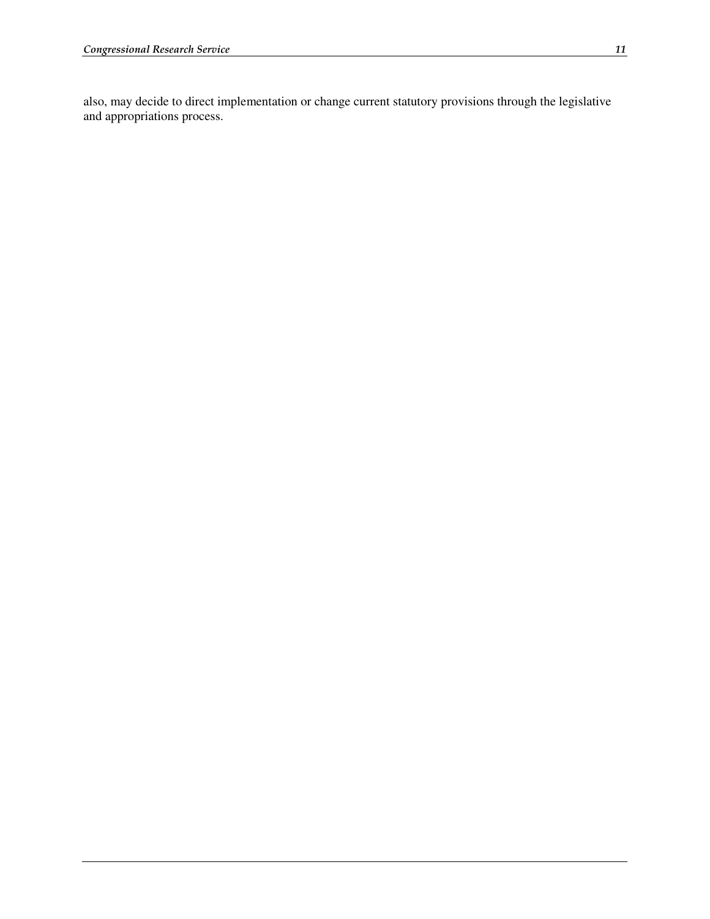also, may decide to direct implementation or change current statutory provisions through the legislative and appropriations process.